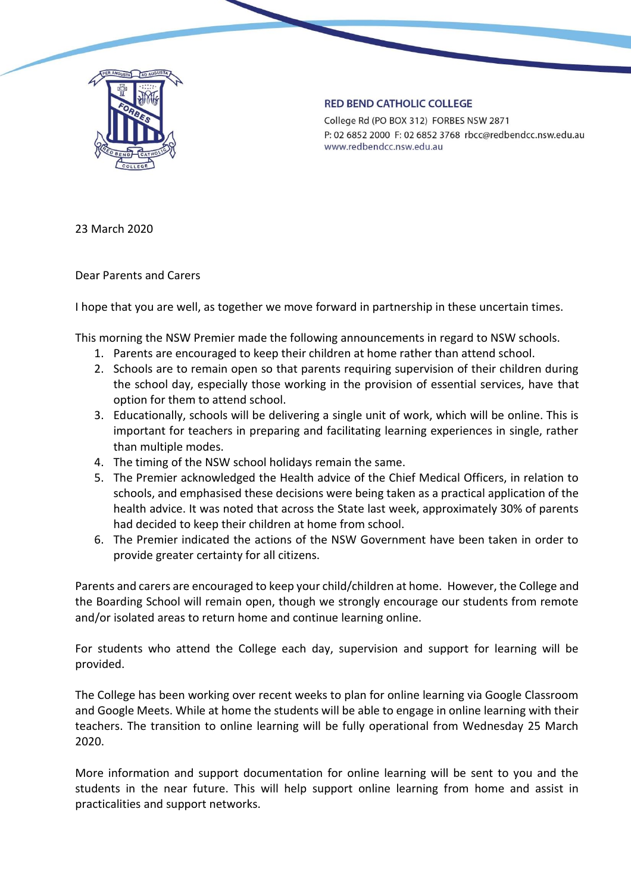**RED BEND CATHOLIC COLLEGE**
College Rd (PO BOX 312) FORBES NSW 2871
P: 02 6852 2000 F: 02 6852 3768 rbcc@redbendcc.nsw.edu.au
www.redbendcc.nsw.edu.au

23 March 2020

Dear Parents and Carers

I hope that you are well, as together we move forward in partnership in these uncertain times.

This morning the NSW Premier made the following announcements in regard to NSW schools.

1. Parents are encouraged to keep their children at home rather than attend school.
2. Schools are to remain open so that parents requiring supervision of their children during the school day, especially those working in the provision of essential services, have that option for them to attend school.
3. Educationally, schools will be delivering a single unit of work, which will be online. This is important for teachers in preparing and facilitating learning experiences in single, rather than multiple modes.
4. The timing of the NSW school holidays remain the same.
5. The Premier acknowledged the Health advice of the Chief Medical Officers, in relation to schools, and emphasised these decisions were being taken as a practical application of the health advice. It was noted that across the State last week, approximately 30% of parents had decided to keep their children at home from school.
6. The Premier indicated the actions of the NSW Government have been taken in order to provide greater certainty for all citizens.

Parents and carers are encouraged to keep your child/children at home. However, the College and the Boarding School will remain open, though we strongly encourage our students from remote and/or isolated areas to return home and continue learning online.

For students who attend the College each day, supervision and support for learning will be provided.

The College has been working over recent weeks to plan for online learning via Google Classroom and Google Meets. While at home the students will be able to engage in online learning with their teachers. The transition to online learning will be fully operational from Wednesday 25 March 2020.

More information and support documentation for online learning will be sent to you and the students in the near future. This will help support online learning from home and assist in practicalities and support networks.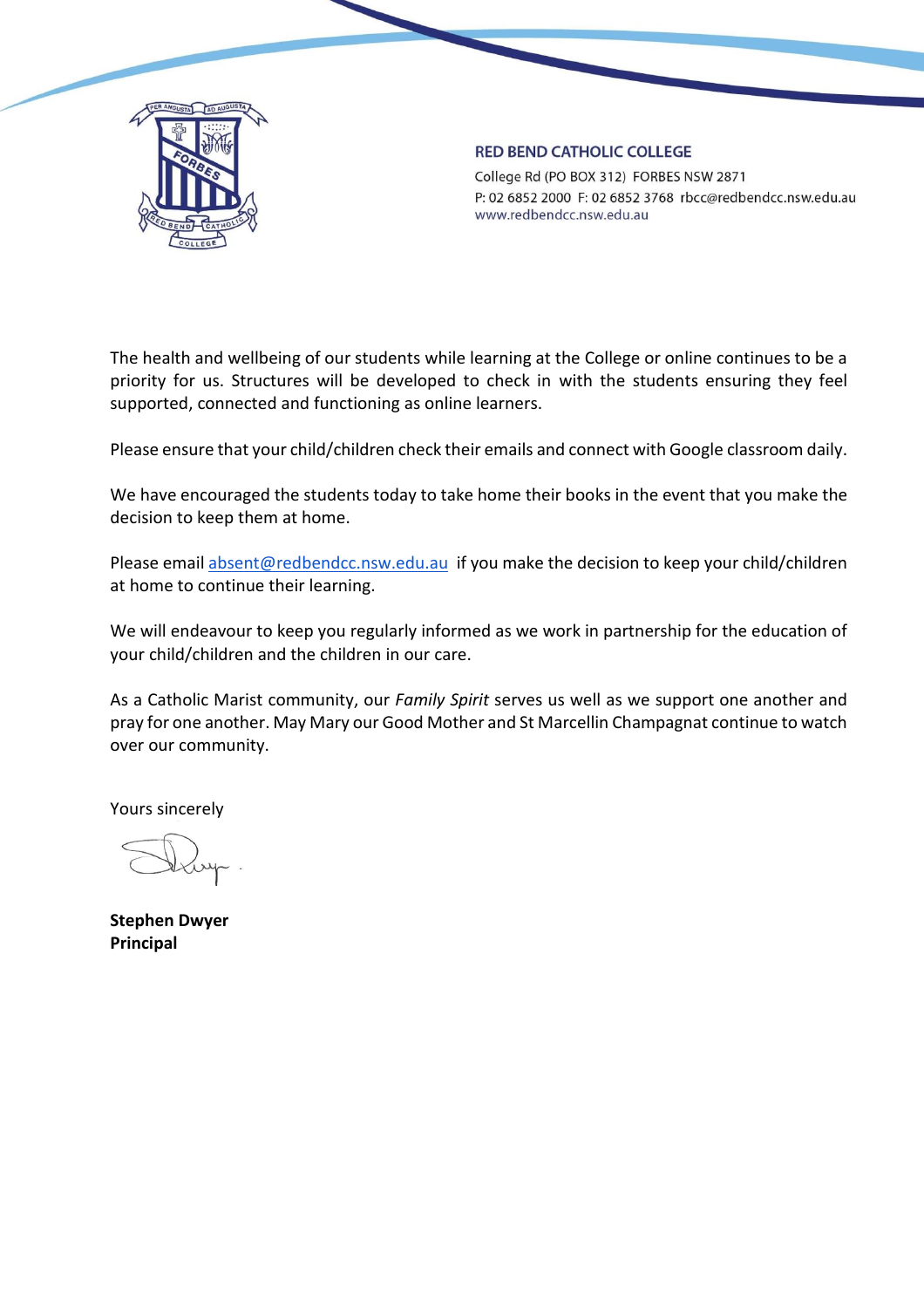RED BEND CATHOLIC COLLEGE

College Rd (PO BOX 312) FORBES NSW 2871

P: 02 6852 2000 F: 02 6852 3768 rbcc@redbendcc.nsw.edu.au

www.redbendcc.nsw.edu.au

The health and wellbeing of our students while learning at the College or online continues to be a priority for us. Structures will be developed to check in with the students ensuring they feel supported, connected and functioning as online learners.

Please ensure that your child/children check their emails and connect with Google classroom daily.

We have encouraged the students today to take home their books in the event that you make the decision to keep them at home.

Please email absent@redbendcc.nsw.edu.au if you make the decision to keep your child/children at home to continue their learning.

We will endeavour to keep you regularly informed as we work in partnership for the education of your child/children and the children in our care.

As a Catholic Marist community, our *Family Spirit* serves us well as we support one another and pray for one another. May Mary our Good Mother and St Marcellin Champagnat continue to watch over our community.

Yours sincerely

**Stephen Dwyer**
**Principal**